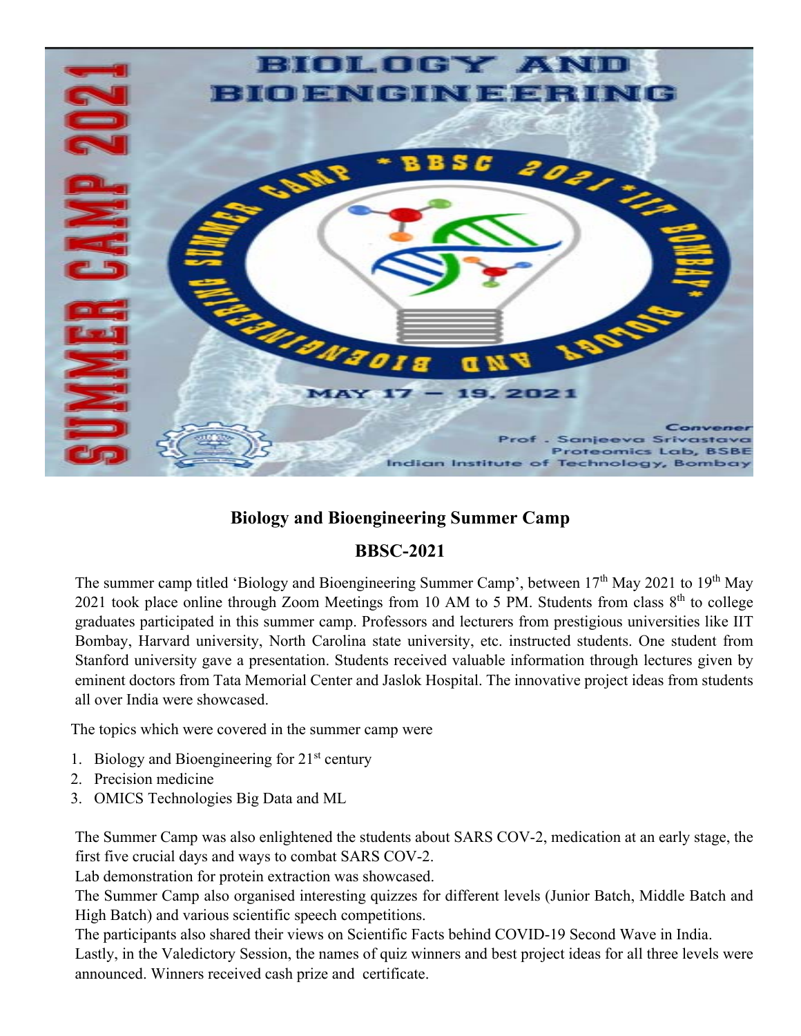# Biology and Bioengineering Summer Camp

## BBSC-2021

The summer camp titled 'Biology and Bioengineering Summer Camp', between 17th May 2021 to 19th May 2021 took place online through Zoom Meetings from 10 AM to 5 PM. Students from class 8th to college graduates participated in this summer camp. Professors and lecturers from prestigious universities like IIT Bombay, Harvard university, North Carolina state university, etc. instructed students. One student from Stanford university gave a presentation. Students received valuable information through lectures given by eminent doctors from Tata Memorial Center and Jaslok Hospital. The innovative project ideas from students all over India were showcased.

The topics which were covered in the summer camp were

1. Biology and Bioengineering for 21st century
2. Precision medicine
3. OMICS Technologies Big Data and ML

The Summer Camp was also enlightened the students about SARS COV-2, medication at an early stage, the first five crucial days and ways to combat SARS COV-2.

Lab demonstration for protein extraction was showcased.

The Summer Camp also organised interesting quizzes for different levels (Junior Batch, Middle Batch and High Batch) and various scientific speech competitions.

The participants also shared their views on Scientific Facts behind COVID-19 Second Wave in India.

Lastly, in the Valedictory Session, the names of quiz winners and best project ideas for all three levels were announced. Winners received cash prize and certificate.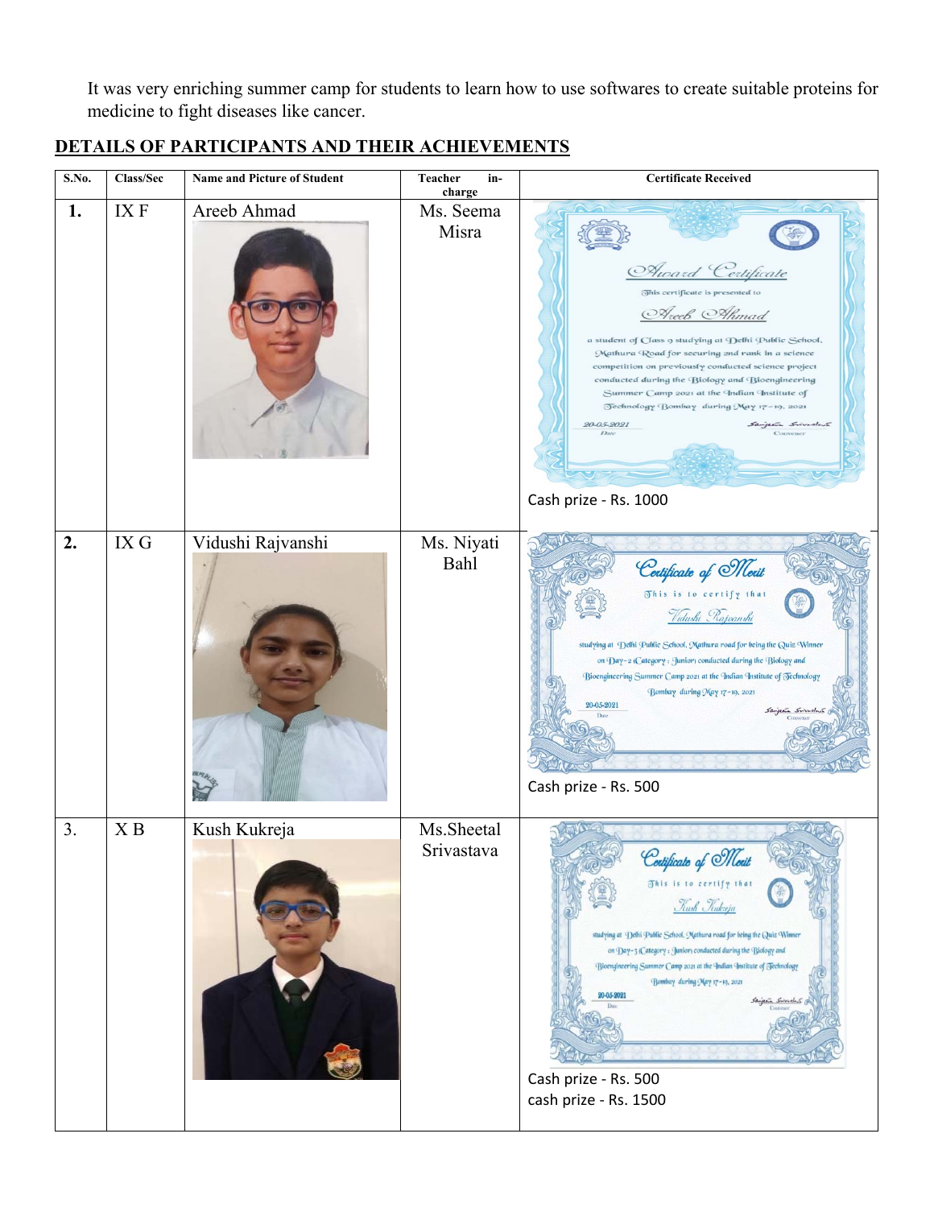It was very enriching summer camp for students to learn how to use softwares to create suitable proteins for medicine to fight diseases like cancer.

## DETAILS OF PARTICIPANTS AND THEIR ACHIEVEMENTS

| S.No. | Class/Sec | Name and Picture of Student | Teacher in-charge | Certificate Received |
|---|---|---|---|---|
| 1. | IX F | Areeb Ahmad | Ms. Seema Misra | Award Certificate — This certificate is presented to Areeb Ahmad a student of Class 9 studying at Delhi Public School, Mathura Road for securing 2nd rank in a science competition on previously conducted science project conducted during the Biology and Bioengineering Summer Camp 2021 at the Indian Institute of Technology Bombay during May 17 – 19, 2021. 20-05-2021 Date, Convener. Cash prize - Rs. 1000 |
| 2. | IX G | Vidushi Rajvanshi | Ms. Niyati Bahl | Certificate of Merit — This is to certify that Vidushi Rajvanshi studying at Delhi Public School, Mathura road for being the Quiz Winner on Day-2 (Category : Junior) conducted during the Biology and Bioengineering Summer Camp 2021 at the Indian Institute of Technology Bombay during May 17-19, 2021. 20-05-2021 Date, Convener. Cash prize - Rs. 500 |
| 3. | X B | Kush Kukreja | Ms.Sheetal Srivastava | Certificate of Merit — This is to certify that Kush Kukreja studying at Delhi Public School, Mathura road for being the Quiz Winner on Day-3 (Category : Junior) conducted during the Biology and Bioengineering Summer Camp 2021 at the Indian Institute of Technology Bombay during May 17-19, 2021. 20-05-2021 Date, Convener. Cash prize - Rs. 500 cash prize - Rs. 1500 |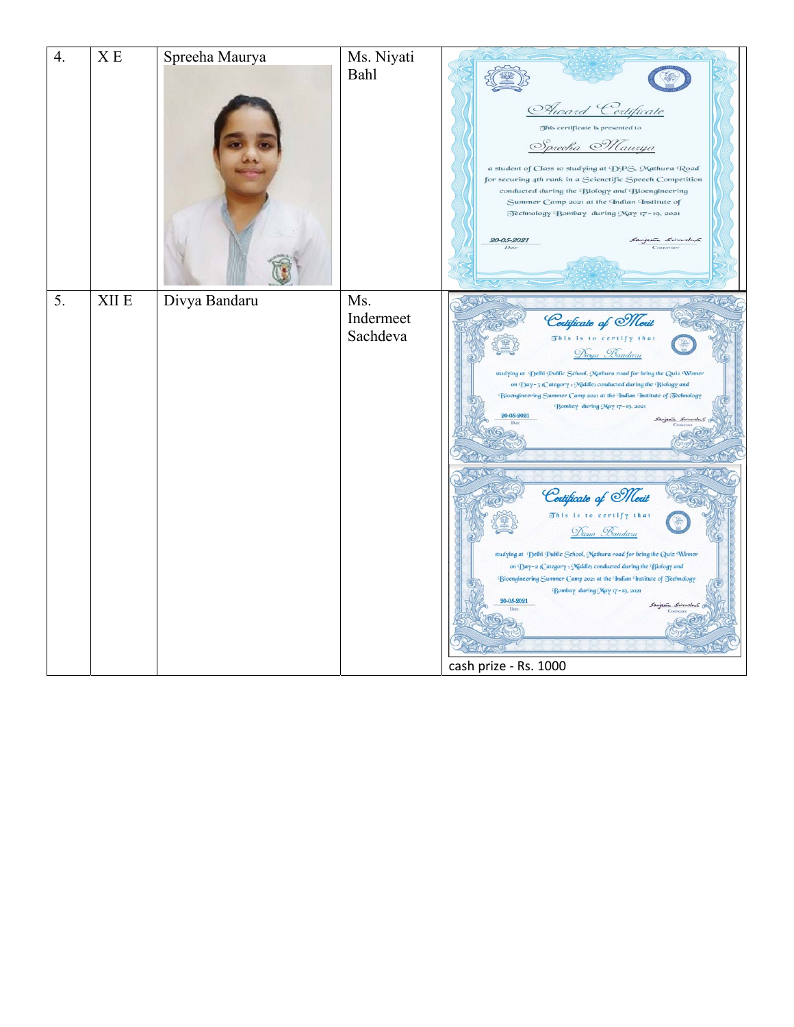| | | | | |
|---|---|---|---|---|
| 4. | X E | Spreeha Maurya | Ms. Niyati Bahl | Award Certificate<br>This certificate is presented to<br>Spreeha Maurya<br>a student of Class 10 studying at D.P.S. Mathura Road for securing 4th rank in a Scienctific Speech Competition conducted during the Biology and Bioengineering Summer Camp 2021 at the Indian Institute of Technology Bombay during May 17-19, 2021<br>20-05-2021<br>Date<br>Convener |
| 5. | XII E | Divya Bandaru | Ms. Indermeet Sachdeva | Certificate of Merit<br>This is to certify that<br>Divya Bandaru<br>studying at Delhi Public School, Mathura road for being the Quiz Winner on Day-3 (Category : Middle) conducted during the Biology and Bioengineering Summer Camp 2021 at the Indian Institute of Technology Bombay during May 17-19, 2021<br>20-05-2021<br>Date<br>Convener<br><br>Certificate of Merit<br>This is to certify that<br>Divya Bandaru<br>studying at Delhi Public School, Mathura road for being the Quiz Winner on Day-2 (Category : Middle) conducted during the Biology and Bioengineering Summer Camp 2021 at the Indian Institute of Technology Bombay during May 17-19, 2021<br>20-05-2021<br>Date<br>Convener<br><br>cash prize - Rs. 1000 |